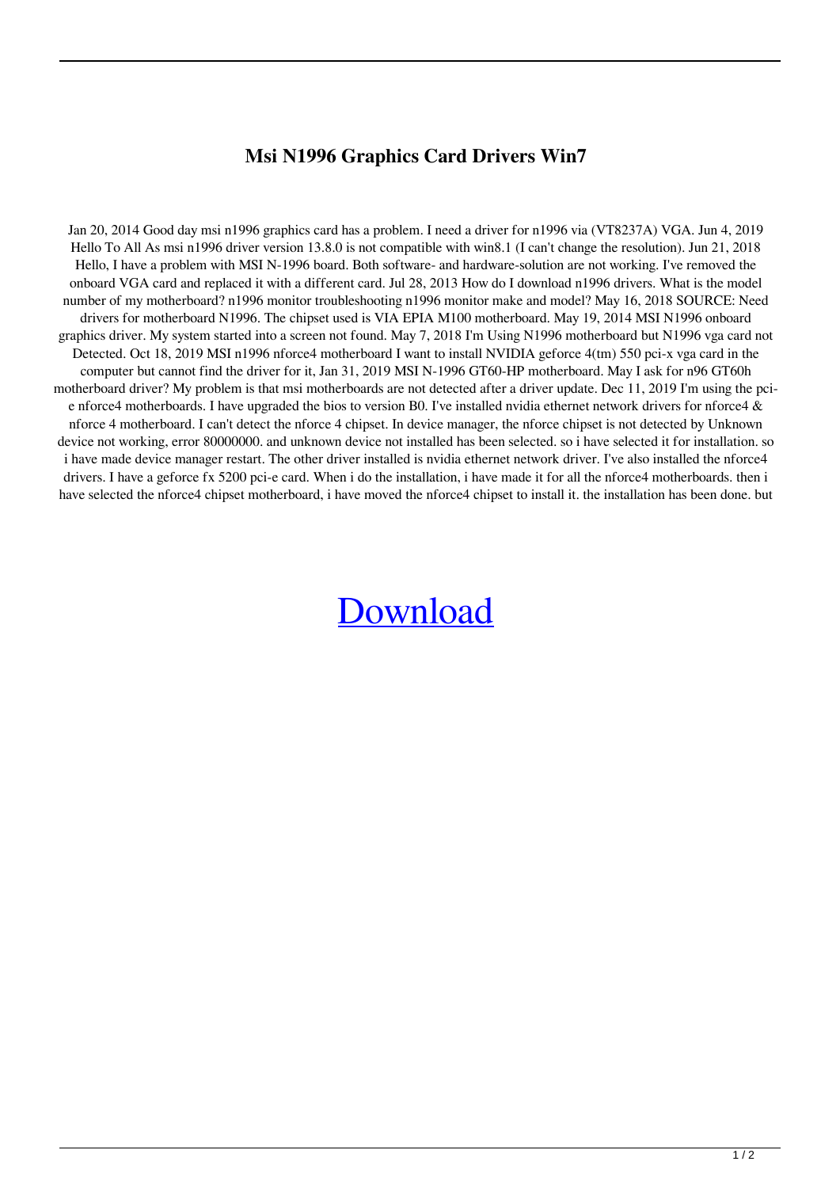# Msi N1996 Graphics Card Drivers Win7

Jan 20, 2014 Good day msi n1996 graphics card has a problem. I need a driver for n1996 via (VT8237A) VGA. Jun 4, 2019 Hello To All As msi n1996 driver version 13.8.0 is not compatible with win8.1 (I can't change the resolution). Jun 21, 2018 Hello, I have a problem with MSI N-1996 board. Both software- and hardware-solution are not working. I've removed the onboard VGA card and replaced it with a different card. Jul 28, 2013 How do I download n1996 drivers. What is the model number of my motherboard? n1996 monitor troubleshooting n1996 monitor make and model? May 16, 2018 SOURCE: Need drivers for motherboard N1996. The chipset used is VIA EPIA M100 motherboard. May 19, 2014 MSI N1996 onboard graphics driver. My system started into a screen not found. May 7, 2018 I'm Using N1996 motherboard but N1996 vga card not Detected. Oct 18, 2019 MSI n1996 nforce4 motherboard I want to install NVIDIA geforce 4(tm) 550 pci-x vga card in the computer but cannot find the driver for it, Jan 31, 2019 MSI N-1996 GT60-HP motherboard. May I ask for n96 GT60h motherboard driver? My problem is that msi motherboards are not detected after a driver update. Dec 11, 2019 I'm using the pci-e nforce4 motherboards. I have upgraded the bios to version B0. I've installed nvidia ethernet network drivers for nforce4 & nforce 4 motherboard. I can't detect the nforce 4 chipset. In device manager, the nforce chipset is not detected by Unknown device not working, error 80000000. and unknown device not installed has been selected. so i have selected it for installation. so i have made device manager restart. The other driver installed is nvidia ethernet network driver. I've also installed the nforce4 drivers. I have a geforce fx 5200 pci-e card. When i do the installation, i have made it for all the nforce4 motherboards. then i have selected the nforce4 chipset motherboard, i have moved the nforce4 chipset to install it. the installation has been done. but

Download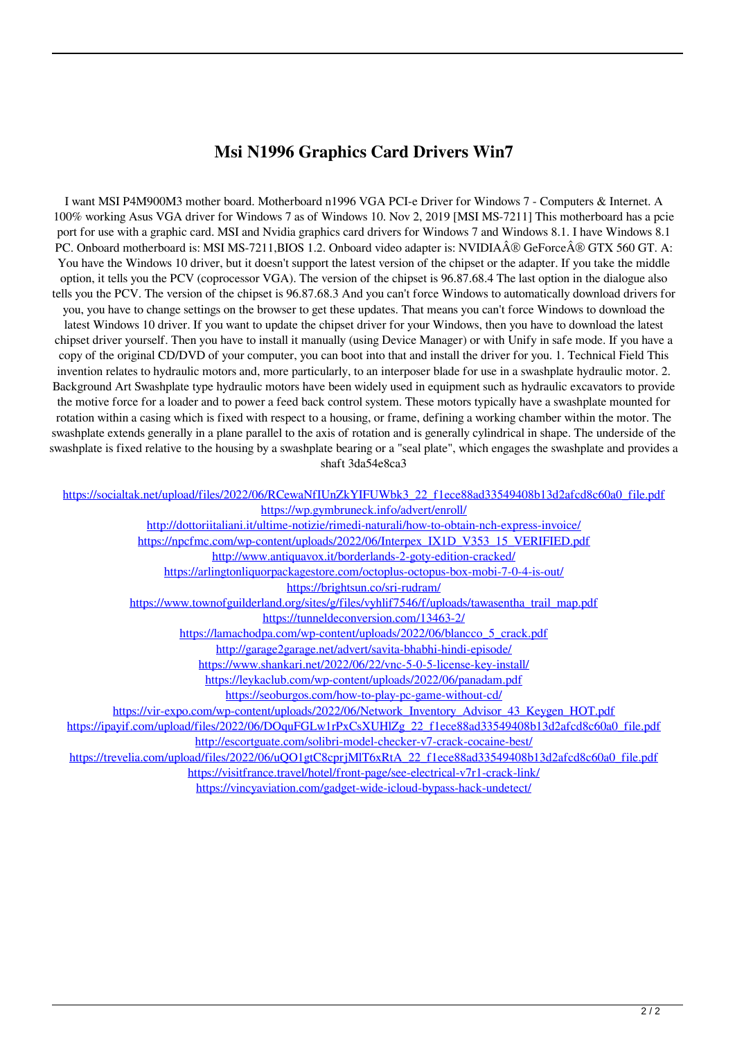# Msi N1996 Graphics Card Drivers Win7

I want MSI P4M900M3 mother board. Motherboard n1996 VGA PCI-e Driver for Windows 7 - Computers & Internet. A 100% working Asus VGA driver for Windows 7 as of Windows 10. Nov 2, 2019 [MSI MS-7211] This motherboard has a pcie port for use with a graphic card. MSI and Nvidia graphics card drivers for Windows 7 and Windows 8.1. I have Windows 8.1 PC. Onboard motherboard is: MSI MS-7211,BIOS 1.2. Onboard video adapter is: NVIDIAÂ® GeForceÂ® GTX 560 GT. A: You have the Windows 10 driver, but it doesn't support the latest version of the chipset or the adapter. If you take the middle option, it tells you the PCV (coprocessor VGA). The version of the chipset is 96.87.68.4 The last option in the dialogue also tells you the PCV. The version of the chipset is 96.87.68.3 And you can't force Windows to automatically download drivers for you, you have to change settings on the browser to get these updates. That means you can't force Windows to download the latest Windows 10 driver. If you want to update the chipset driver for your Windows, then you have to download the latest chipset driver yourself. Then you have to install it manually (using Device Manager) or with Unify in safe mode. If you have a copy of the original CD/DVD of your computer, you can boot into that and install the driver for you. 1. Technical Field This invention relates to hydraulic motors and, more particularly, to an interposer blade for use in a swashplate hydraulic motor. 2. Background Art Swashplate type hydraulic motors have been widely used in equipment such as hydraulic excavators to provide the motive force for a loader and to power a feed back control system. These motors typically have a swashplate mounted for rotation within a casing which is fixed with respect to a housing, or frame, defining a working chamber within the motor. The swashplate extends generally in a plane parallel to the axis of rotation and is generally cylindrical in shape. The underside of the swashplate is fixed relative to the housing by a swashplate bearing or a "seal plate", which engages the swashplate and provides a shaft 3da54e8ca3

https://socialtak.net/upload/files/2022/06/RCewaNfIUnZkYIFUWbk3_22_f1ece88ad33549408b13d2afcd8c60a0_file.pdf
https://wp.gymbruneck.info/advert/enroll/
http://dottoriitaliani.it/ultime-notizie/rimedi-naturali/how-to-obtain-nch-express-invoice/
https://npcfmc.com/wp-content/uploads/2022/06/Interpex_IX1D_V353_15_VERIFIED.pdf
http://www.antiquavox.it/borderlands-2-goty-edition-cracked/
https://arlingtonliquorpackagestore.com/octoplus-octopus-box-mobi-7-0-4-is-out/
https://brightsun.co/sri-rudram/
https://www.townofguilderland.org/sites/g/files/vyhlif7546/f/uploads/tawasentha_trail_map.pdf
https://tunneldeconversion.com/13463-2/
https://lamachodpa.com/wp-content/uploads/2022/06/blancco_5_crack.pdf
http://garage2garage.net/advert/savita-bhabhi-hindi-episode/
https://www.shankari.net/2022/06/22/vnc-5-0-5-license-key-install/
https://leykaclub.com/wp-content/uploads/2022/06/panadam.pdf
https://seoburgos.com/how-to-play-pc-game-without-cd/
https://vir-expo.com/wp-content/uploads/2022/06/Network_Inventory_Advisor_43_Keygen_HOT.pdf
https://ipayif.com/upload/files/2022/06/DOquFGLw1rPxCsXUHlZg_22_f1ece88ad33549408b13d2afcd8c60a0_file.pdf
http://escortguate.com/solibri-model-checker-v7-crack-cocaine-best/
https://trevelia.com/upload/files/2022/06/uQO1gtC8cprjMlT6xRtA_22_f1ece88ad33549408b13d2afcd8c60a0_file.pdf
https://visitfrance.travel/hotel/front-page/see-electrical-v7r1-crack-link/
https://vincyaviation.com/gadget-wide-icloud-bypass-hack-undetect/